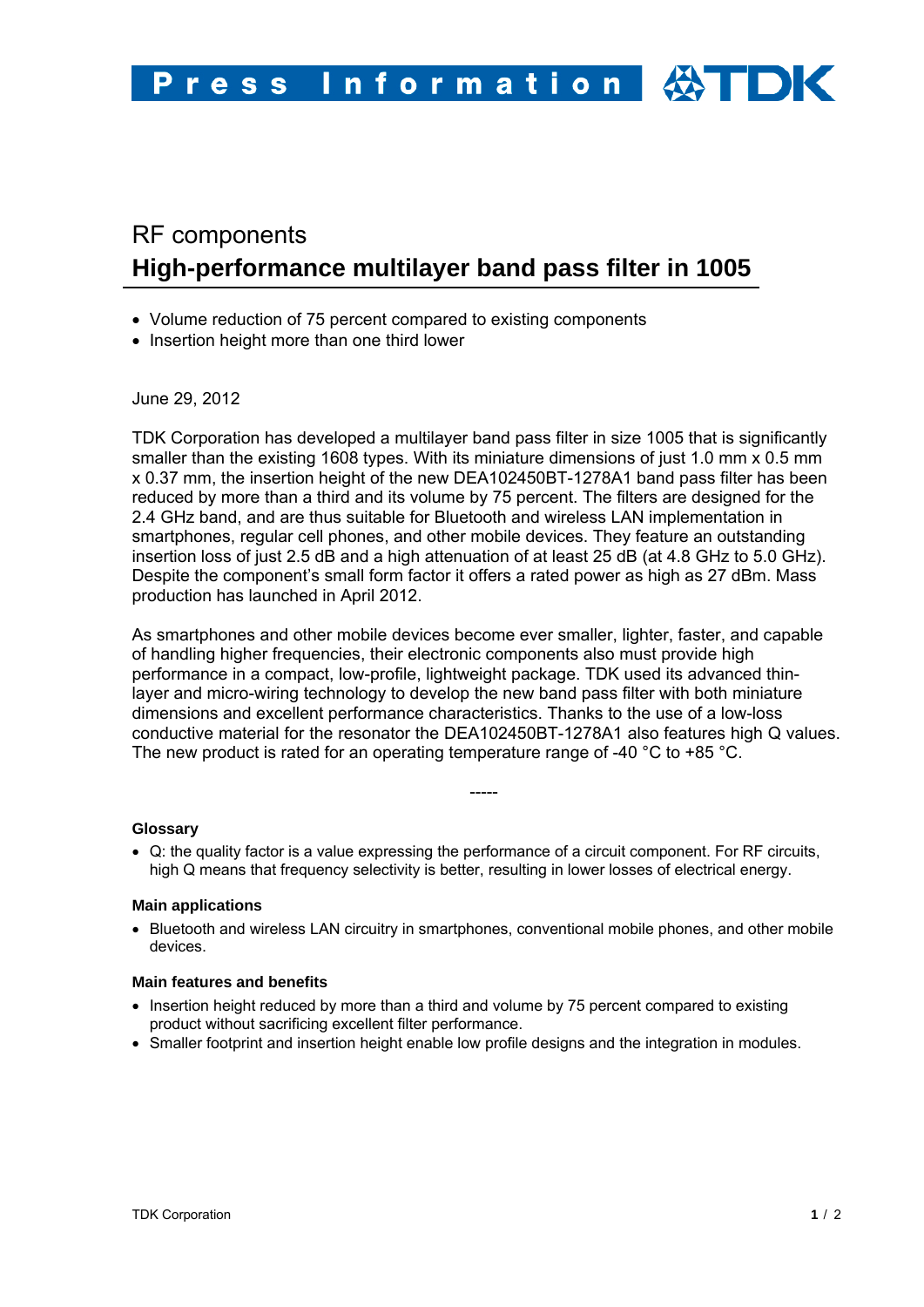Press Information TDK

RF components

# High-performance multilayer band pass filter in 1005

- Volume reduction of 75 percent compared to existing components
- Insertion height more than one third lower

June 29, 2012

TDK Corporation has developed a multilayer band pass filter in size 1005 that is significantly smaller than the existing 1608 types. With its miniature dimensions of just 1.0 mm x 0.5 mm x 0.37 mm, the insertion height of the new DEA102450BT-1278A1 band pass filter has been reduced by more than a third and its volume by 75 percent. The filters are designed for the 2.4 GHz band, and are thus suitable for Bluetooth and wireless LAN implementation in smartphones, regular cell phones, and other mobile devices. They feature an outstanding insertion loss of just 2.5 dB and a high attenuation of at least 25 dB (at 4.8 GHz to 5.0 GHz). Despite the component's small form factor it offers a rated power as high as 27 dBm. Mass production has launched in April 2012.

As smartphones and other mobile devices become ever smaller, lighter, faster, and capable of handling higher frequencies, their electronic components also must provide high performance in a compact, low-profile, lightweight package. TDK used its advanced thin-layer and micro-wiring technology to develop the new band pass filter with both miniature dimensions and excellent performance characteristics. Thanks to the use of a low-loss conductive material for the resonator the DEA102450BT-1278A1 also features high Q values. The new product is rated for an operating temperature range of -40 °C to +85 °C.

-----

### Glossary

- Q: the quality factor is a value expressing the performance of a circuit component. For RF circuits, high Q means that frequency selectivity is better, resulting in lower losses of electrical energy.

### Main applications

- Bluetooth and wireless LAN circuitry in smartphones, conventional mobile phones, and other mobile devices.

### Main features and benefits

- Insertion height reduced by more than a third and volume by 75 percent compared to existing product without sacrificing excellent filter performance.
- Smaller footprint and insertion height enable low profile designs and the integration in modules.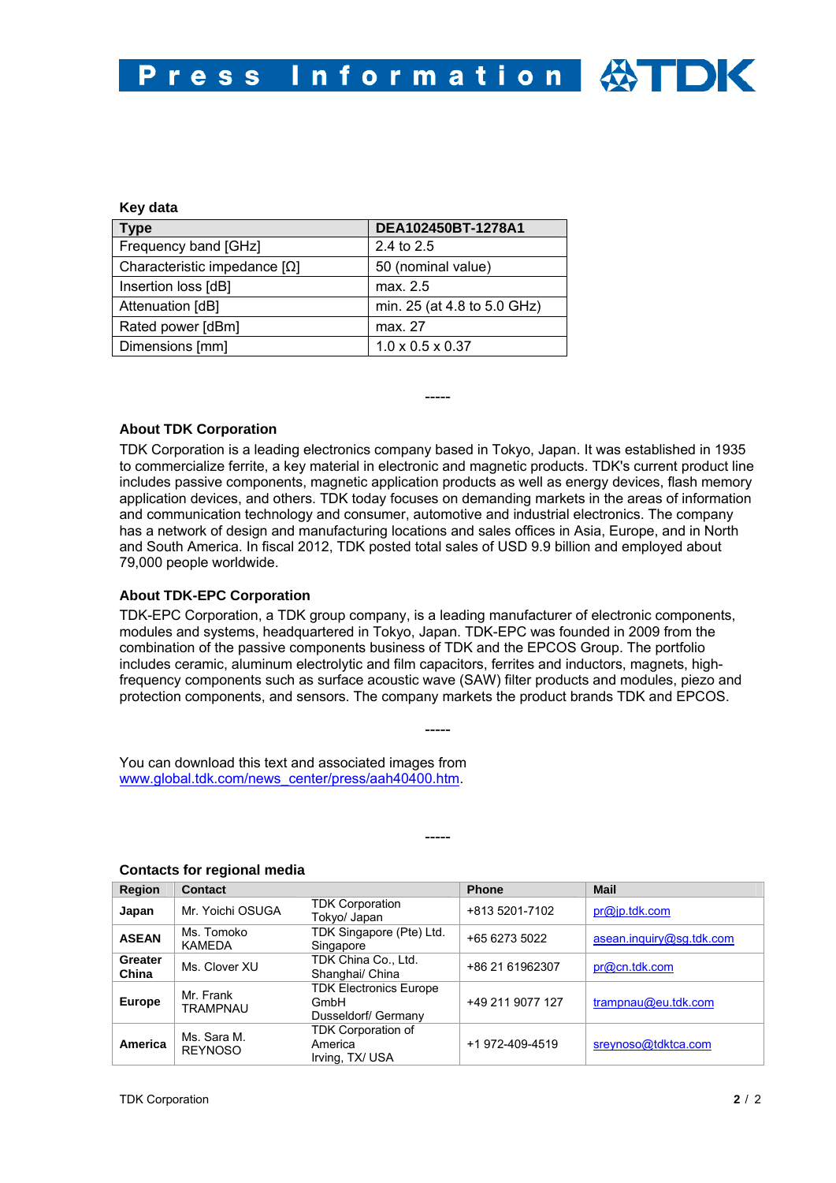### Key data

| Type | DEA102450BT-1278A1 |
|---|---|
| Frequency band [GHz] | 2.4 to 2.5 |
| Characteristic impedance [Ω] | 50 (nominal value) |
| Insertion loss [dB] | max. 2.5 |
| Attenuation [dB] | min. 25 (at 4.8 to 5.0 GHz) |
| Rated power [dBm] | max. 27 |
| Dimensions [mm] | 1.0 x 0.5 x 0.37 |

-----

### About TDK Corporation

TDK Corporation is a leading electronics company based in Tokyo, Japan. It was established in 1935 to commercialize ferrite, a key material in electronic and magnetic products. TDK's current product line includes passive components, magnetic application products as well as energy devices, flash memory application devices, and others. TDK today focuses on demanding markets in the areas of information and communication technology and consumer, automotive and industrial electronics. The company has a network of design and manufacturing locations and sales offices in Asia, Europe, and in North and South America. In fiscal 2012, TDK posted total sales of USD 9.9 billion and employed about 79,000 people worldwide.

### About TDK-EPC Corporation

TDK-EPC Corporation, a TDK group company, is a leading manufacturer of electronic components, modules and systems, headquartered in Tokyo, Japan. TDK-EPC was founded in 2009 from the combination of the passive components business of TDK and the EPCOS Group. The portfolio includes ceramic, aluminum electrolytic and film capacitors, ferrites and inductors, magnets, high-frequency components such as surface acoustic wave (SAW) filter products and modules, piezo and protection components, and sensors. The company markets the product brands TDK and EPCOS.

-----

You can download this text and associated images from www.global.tdk.com/news_center/press/aah40400.htm.

-----

### Contacts for regional media

| Region | Contact | | Phone | Mail |
|---|---|---|---|---|
| **Japan** | Mr. Yoichi OSUGA | TDK Corporation Tokyo/ Japan | +813 5201-7102 | pr@jp.tdk.com |
| **ASEAN** | Ms. Tomoko KAMEDA | TDK Singapore (Pte) Ltd. Singapore | +65 6273 5022 | asean.inquiry@sg.tdk.com |
| **Greater China** | Ms. Clover XU | TDK China Co., Ltd. Shanghai/ China | +86 21 61962307 | pr@cn.tdk.com |
| **Europe** | Mr. Frank TRAMPNAU | TDK Electronics Europe GmbH Dusseldorf/ Germany | +49 211 9077 127 | trampnau@eu.tdk.com |
| **America** | Ms. Sara M. REYNOSO | TDK Corporation of America Irving, TX/ USA | +1 972-409-4519 | sreynoso@tdktca.com |